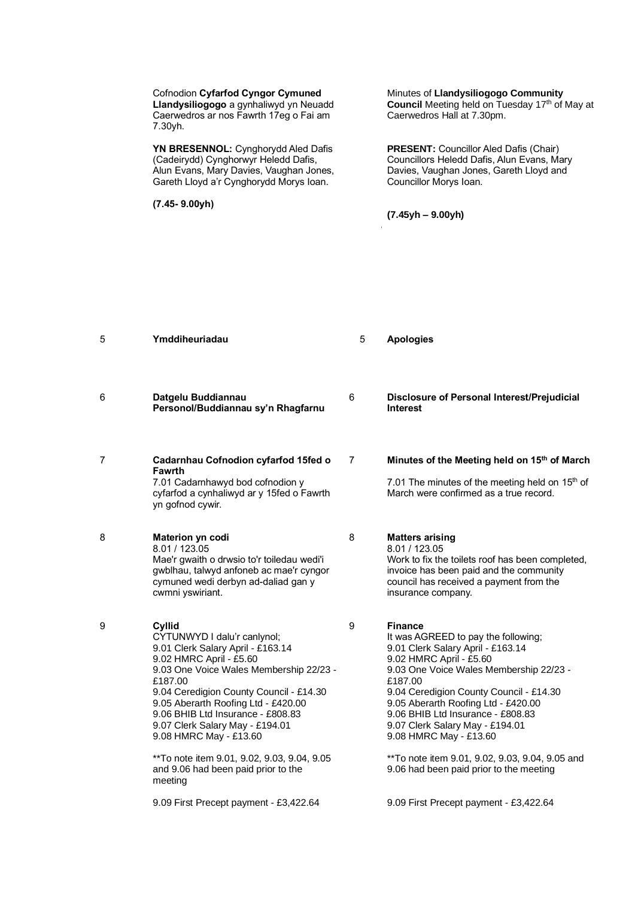Cofnodion **Cyfarfod Cyngor Cymuned Llandysiliogogo** a gynhaliwyd yn Neuadd Caerwedros ar nos Fawrth 17eg o Fai am 7.30yh.

**YN BRESENNOL:** Cynghorydd Aled Dafis (Cadeirydd) Cynghorwyr Heledd Dafis, Alun Evans, Mary Davies, Vaughan Jones, Gareth Lloyd a'r Cynghorydd Morys Ioan.

**(7.45- 9.00yh)**

Minutes of **Llandysiliogogo Community Council** Meeting held on Tuesday 17th of May at Caerwedros Hall at 7.30pm.

**PRESENT:** Councillor Aled Dafis (Chair) Councillors Heledd Dafis, Alun Evans, Mary Davies, Vaughan Jones, Gareth Lloyd and Councillor Morys Ioan.

**(7.45yh – 9.00yh)**

5 **Ymddiheuriadau**

5 **Apologies**

6 **Datgelu Buddiannau Personol/Buddiannau sy'n Rhagfarnu**

6 **Disclosure of Personal Interest/Prejudicial Interest**

7 **Cadarnhau Cofnodion cyfarfod 15fed o Fawrth**

7.01 Cadarnhawyd bod cofnodion y cyfarfod a cynhaliwyd ar y 15fed o Fawrth yn gofnod cywir.

7 **Minutes of the Meeting held on 15th of March**

7.01 The minutes of the meeting held on 15th of March were confirmed as a true record.

8 **Materion yn codi**

8.01 / 123.05
Mae'r gwaith o drwsio to'r toiledau wedi'i gwblhau, talwyd anfoneb ac mae'r cyngor cymuned wedi derbyn ad-daliad gan y cwmni yswiriant.

8 **Matters arising**

8.01 / 123.05
Work to fix the toilets roof has been completed, invoice has been paid and the community council has received a payment from the insurance company.

9 **Cyllid**

CYTUNWYD I dalu'r canlynol;
9.01 Clerk Salary April - £163.14
9.02 HMRC April - £5.60
9.03 One Voice Wales Membership 22/23 - £187.00
9.04 Ceredigion County Council - £14.30
9.05 Aberarth Roofing Ltd - £420.00
9.06 BHIB Ltd Insurance - £808.83
9.07 Clerk Salary May - £194.01
9.08 HMRC May - £13.60

**To note item 9.01, 9.02, 9.03, 9.04, 9.05 and 9.06 had been paid prior to the meeting

9.09 First Precept payment - £3,422.64

9 **Finance**

It was AGREED to pay the following;
9.01 Clerk Salary April - £163.14
9.02 HMRC April - £5.60
9.03 One Voice Wales Membership 22/23 - £187.00
9.04 Ceredigion County Council - £14.30
9.05 Aberarth Roofing Ltd - £420.00
9.06 BHIB Ltd Insurance - £808.83
9.07 Clerk Salary May - £194.01
9.08 HMRC May - £13.60

**To note item 9.01, 9.02, 9.03, 9.04, 9.05 and 9.06 had been paid prior to the meeting

9.09 First Precept payment - £3,422.64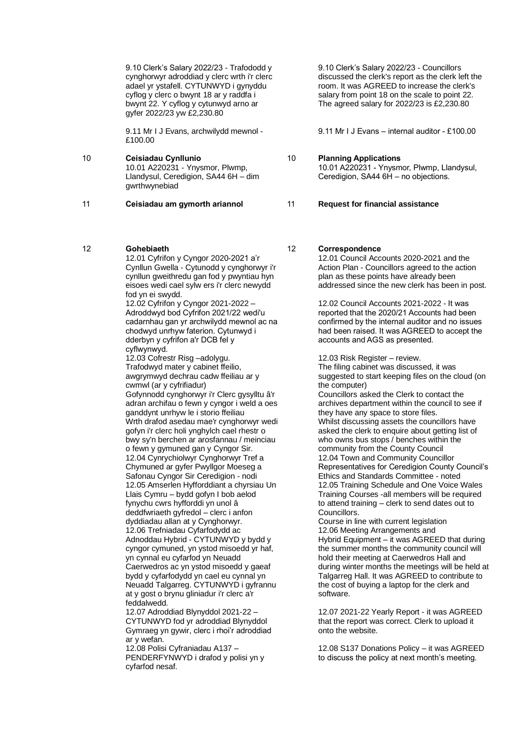9.10 Clerk's Salary 2022/23 - Trafododd y cynghorwyr adroddiad y clerc wrth i'r clerc adael yr ystafell. CYTUNWYD i gynyddu cyflog y clerc o bwynt 18 ar y raddfa i bwynt 22. Y cyflog y cytunwyd arno ar gyfer 2022/23 yw £2,230.80

9.11 Mr I J Evans, archwilydd mewnol - £100.00

10 **Ceisiadau Cynllunio**

10.01 A220231 - Ynysmor, Plwmp, Llandysul, Ceredigion, SA44 6H – dim gwrthwynebiad

11 **Ceisiadau am gymorth ariannol**

12 **Gohebiaeth**

12.01 Cyfrifon y Cyngor 2020-2021 a'r Cynllun Gwella - Cytunodd y cynghorwyr i'r cynllun gweithredu gan fod y pwyntiau hyn eisoes wedi cael sylw ers i'r clerc newydd fod yn ei swydd.

12.02 Cyfrifon y Cyngor 2021-2022 – Adroddwyd bod Cyfrifon 2021/22 wedi'u cadarnhau gan yr archwilydd mewnol ac na chodwyd unrhyw faterion. Cytunwyd i dderbyn y cyfrifon a'r DCB fel y cyflwynwyd.

12.03 Cofrestr Risg –adolygu.
Trafodwyd mater y cabinet ffeilio, awgrymwyd dechrau cadw ffeiliau ar y cwmwl (ar y cyfrifiadur)
Gofynnodd cynghorwyr i'r Clerc gysylltu â'r adran archifau o fewn y cyngor i weld a oes ganddynt unrhyw le i storio ffeiliau
Wrth drafod asedau mae'r cynghorwyr wedi gofyn i'r clerc holi ynghylch cael rhestr o bwy sy'n berchen ar arosfannau / meinciau o fewn y gymuned gan y Cyngor Sir.

12.04 Cynrychiolwyr Cynghorwyr Tref a Chymuned ar gyfer Pwyllgor Moeseg a Safonau Cyngor Sir Ceredigion - nodi

12.05 Amserlen Hyfforddiant a chyrsiau Un Llais Cymru – bydd gofyn I bob aelod fynychu cwrs hyfforddi yn unol â deddfwriaeth gyfredol – clerc i anfon dyddiadau allan at y Cynghorwyr.

12.06 Trefniadau Cyfarfodydd ac Adnoddau Hybrid - CYTUNWYD y bydd y cyngor cymuned, yn ystod misoedd yr haf, yn cynnal eu cyfarfod yn Neuadd Caerwedros ac yn ystod misoedd y gaeaf bydd y cyfarfodydd yn cael eu cynnal yn Neuadd Talgarreg. CYTUNWYD i gyfrannu at y gost o brynu gliniadur i'r clerc a'r feddalwedd.

12.07 Adroddiad Blynyddol 2021-22 – CYTUNWYD fod yr adroddiad Blynyddol Gymraeg yn gywir, clerc i rhoi'r adroddiad ar y wefan.

12.08 Polisi Cyfraniadau A137 – PENDERFYNWYD i drafod y polisi yn y cyfarfod nesaf.

---

9.10 Clerk's Salary 2022/23 - Councillors discussed the clerk's report as the clerk left the room. It was AGREED to increase the clerk's salary from point 18 on the scale to point 22. The agreed salary for 2022/23 is £2,230.80

9.11 Mr I J Evans – internal auditor - £100.00

10 **Planning Applications**

10.01 A220231 - Ynysmor, Plwmp, Llandysul, Ceredigion, SA44 6H – no objections.

11 **Request for financial assistance**

12 **Correspondence**

12.01 Council Accounts 2020-2021 and the Action Plan - Councillors agreed to the action plan as these points have already been addressed since the new clerk has been in post.

12.02 Council Accounts 2021-2022 - It was reported that the 2020/21 Accounts had been confirmed by the internal auditor and no issues had been raised. It was AGREED to accept the accounts and AGS as presented.

12.03 Risk Register – review.
The filing cabinet was discussed, it was suggested to start keeping files on the cloud (on the computer)
Councillors asked the Clerk to contact the archives department within the council to see if they have any space to store files.
Whilst discussing assets the councillors have asked the clerk to enquire about getting list of who owns bus stops / benches within the community from the County Council

12.04 Town and Community Councillor Representatives for Ceredigion County Council's Ethics and Standards Committee - noted

12.05 Training Schedule and One Voice Wales Training Courses -all members will be required to attend training – clerk to send dates out to Councillors.
Course in line with current legislation

12.06 Meeting Arrangements and Hybrid Equipment – it was AGREED that during the summer months the community council will hold their meeting at Caerwedros Hall and during winter months the meetings will be held at Talgarreg Hall. It was AGREED to contribute to the cost of buying a laptop for the clerk and software.

12.07 2021-22 Yearly Report - it was AGREED that the report was correct. Clerk to upload it onto the website.

12.08 S137 Donations Policy – it was AGREED to discuss the policy at next month's meeting.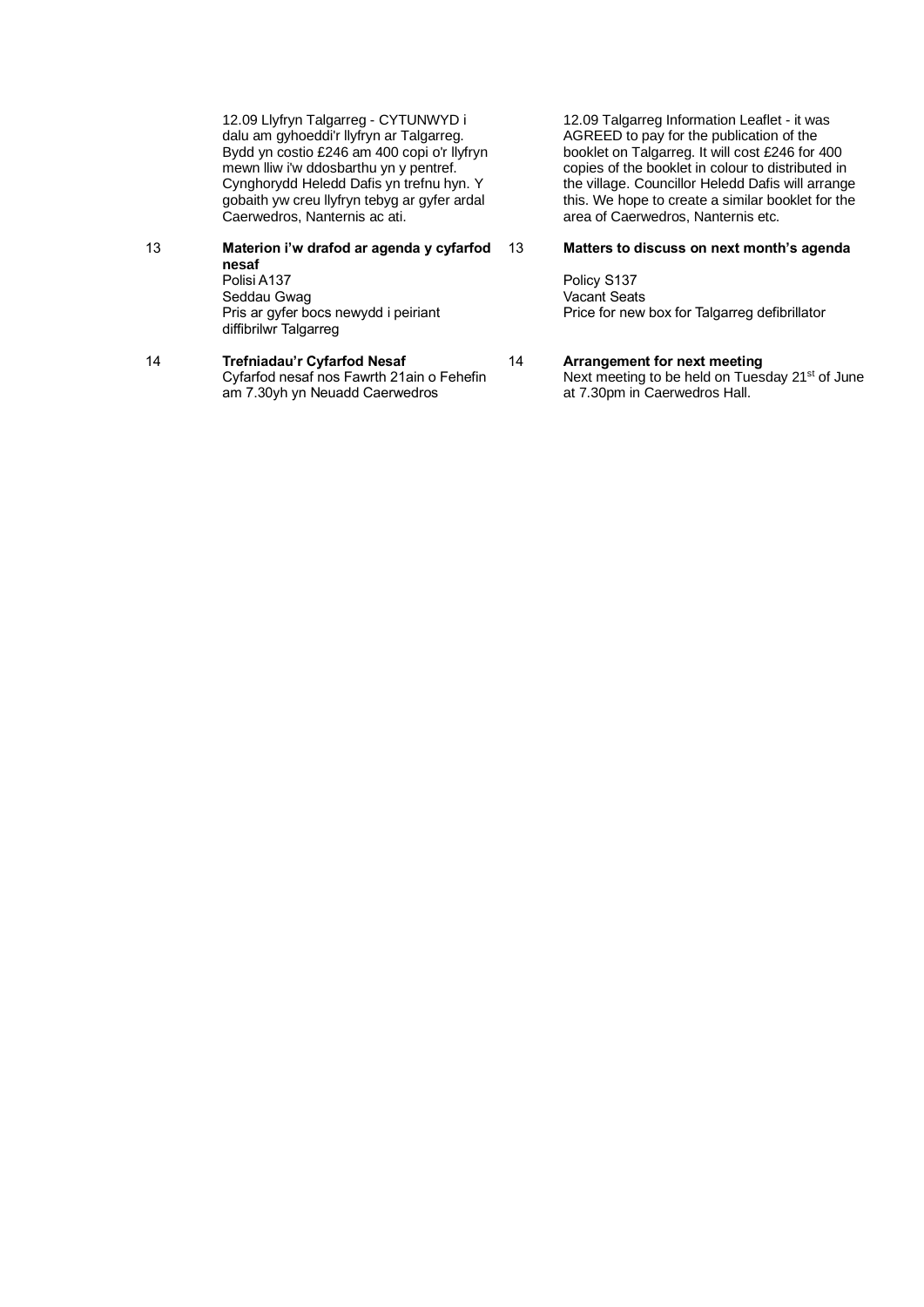| | | | |
|---|---|---|---|
| | 12.09 Llyfryn Talgarreg - CYTUNWYD i dalu am gyhoeddi'r llyfryn ar Talgarreg. Bydd yn costio £246 am 400 copi o'r llyfryn mewn lliw i'w ddosbarthu yn y pentref. Cynghorydd Heledd Dafis yn trefnu hyn. Y gobaith yw creu llyfryn tebyg ar gyfer ardal Caerwedros, Nanternis ac ati. | | 12.09 Talgarreg Information Leaflet - it was AGREED to pay for the publication of the booklet on Talgarreg. It will cost £246 for 400 copies of the booklet in colour to distributed in the village. Councillor Heledd Dafis will arrange this. We hope to create a similar booklet for the area of Caerwedros, Nanternis etc. |
| 13 | **Materion i'w drafod ar agenda y cyfarfod nesaf**<br>Polisi A137<br>Seddau Gwag<br>Pris ar gyfer bocs newydd i peiriant diffibrilwr Talgarreg | 13 | **Matters to discuss on next month's agenda**<br><br>Policy S137<br>Vacant Seats<br>Price for new box for Talgarreg defibrillator |
| 14 | **Trefniadau'r Cyfarfod Nesaf**<br>Cyfarfod nesaf nos Fawrth 21ain o Fehefin am 7.30yh yn Neuadd Caerwedros | 14 | **Arrangement for next meeting**<br>Next meeting to be held on Tuesday 21st of June at 7.30pm in Caerwedros Hall. |